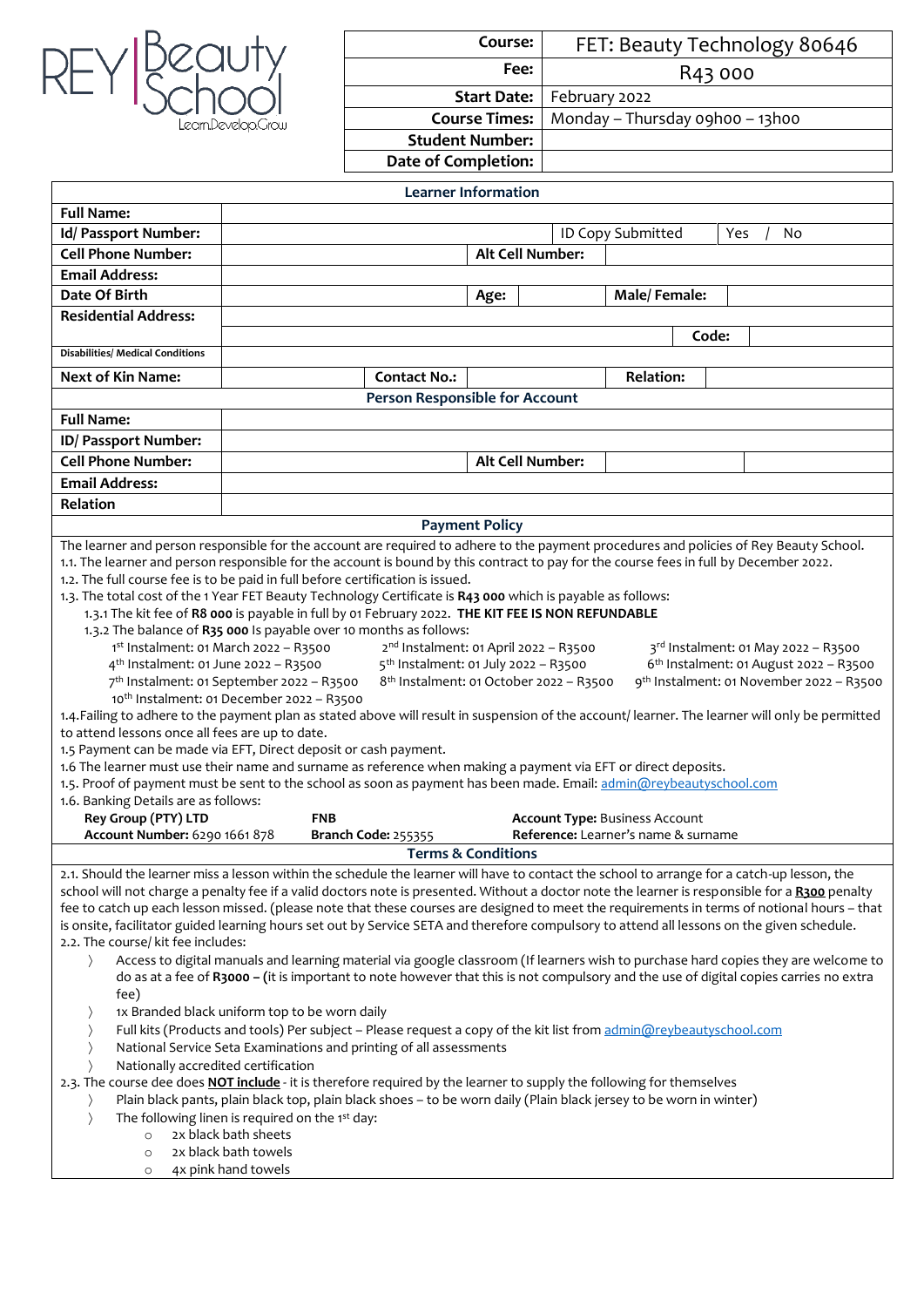REY | Beauty School
Learn.Develop.Grow

| | |
|---|---|
| **Course:** | FET: Beauty Technology 80646 |
| **Fee:** | R43 000 |
| **Start Date:** | February 2022 |
| **Course Times:** | Monday – Thursday 09h00 – 13h00 |
| **Student Number:** | |
| **Date of Completion:** | |

**Learner Information**

| | | | | | | |
|---|---|---|---|---|---|---|
| **Full Name:** | | | | | | |
| **Id/ Passport Number:** | | | ID Copy Submitted | | Yes / No | |
| **Cell Phone Number:** | | **Alt Cell Number:** | | | | |
| **Email Address:** | | | | | | |
| **Date Of Birth** | | **Age:** | | **Male/ Female:** | | |
| **Residential Address:** | | | | | | |
| | | | | | **Code:** | |
| **Disabilities/ Medical Conditions** | | | | | | |
| **Next of Kin Name:** | | **Contact No.:** | | **Relation:** | | |

**Person Responsible for Account**

| | | | |
|---|---|---|---|
| **Full Name:** | | | |
| **ID/ Passport Number:** | | | |
| **Cell Phone Number:** | | **Alt Cell Number:** | |
| **Email Address:** | | | |
| **Relation** | | | |

**Payment Policy**

The learner and person responsible for the account are required to adhere to the payment procedures and policies of Rey Beauty School.

1.1. The learner and person responsible for the account is bound by this contract to pay for the course fees in full by December 2022.

1.2. The full course fee is to be paid in full before certification is issued.

1.3. The total cost of the 1 Year FET Beauty Technology Certificate is **R43 000** which is payable as follows:

1.3.1 The kit fee of **R8 000** is payable in full by 01 February 2022. **THE KIT FEE IS NON REFUNDABLE**

1.3.2 The balance of **R35 000** Is payable over 10 months as follows:

- 1st Instalment: 01 March 2022 – R3500
- 2nd Instalment: 01 April 2022 – R3500
- 3rd Instalment: 01 May 2022 – R3500
- 4th Instalment: 01 June 2022 – R3500
- 5th Instalment: 01 July 2022 – R3500
- 6th Instalment: 01 August 2022 – R3500
- 7th Instalment: 01 September 2022 – R3500
- 8th Instalment: 01 October 2022 – R3500
- 9th Instalment: 01 November 2022 – R3500
- 10th Instalment: 01 December 2022 – R3500

1.4. Failing to adhere to the payment plan as stated above will result in suspension of the account/ learner. The learner will only be permitted to attend lessons once all fees are up to date.

1.5 Payment can be made via EFT, Direct deposit or cash payment.

1.6 The learner must use their name and surname as reference when making a payment via EFT or direct deposits.

1.5. Proof of payment must be sent to the school as soon as payment has been made. Email: admin@reybeautyschool.com

1.6. Banking Details are as follows:

| | | |
|---|---|---|
| **Rey Group (PTY) LTD** | **FNB** | **Account Type:** Business Account |
| **Account Number:** 6290 1661 878 | **Branch Code:** 255355 | **Reference:** Learner's name & surname |

**Terms & Conditions**

2.1. Should the learner miss a lesson within the schedule the learner will have to contact the school to arrange for a catch-up lesson, the school will not charge a penalty fee if a valid doctors note is presented. Without a doctor note the learner is responsible for a **R300** penalty fee to catch up each lesson missed. (please note that these courses are designed to meet the requirements in terms of notional hours – that is onsite, facilitator guided learning hours set out by Service SETA and therefore compulsory to attend all lessons on the given schedule.

2.2. The course/ kit fee includes:

- Access to digital manuals and learning material via google classroom (If learners wish to purchase hard copies they are welcome to do as at a fee of **R3000 –** (it is important to note however that this is not compulsory and the use of digital copies carries no extra fee)
- 1x Branded black uniform top to be worn daily
- Full kits (Products and tools) Per subject – Please request a copy of the kit list from admin@reybeautyschool.com
- National Service Seta Examinations and printing of all assessments
- Nationally accredited certification

2.3. The course dee does **NOT include** - it is therefore required by the learner to supply the following for themselves

- Plain black pants, plain black top, plain black shoes – to be worn daily (Plain black jersey to be worn in winter)
- The following linen is required on the 1st day:
  - 2x black bath sheets
  - 2x black bath towels
  - 4x pink hand towels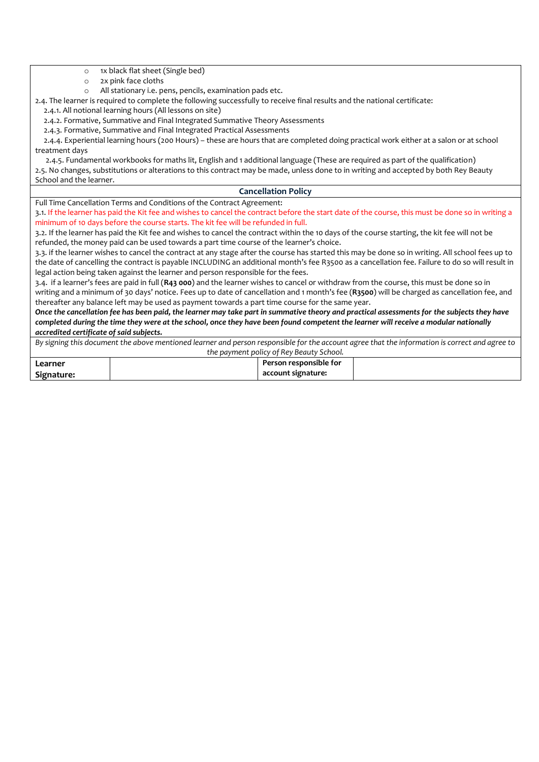- 1x black flat sheet (Single bed)
- 2x pink face cloths
- All stationary i.e. pens, pencils, examination pads etc.

2.4. The learner is required to complete the following successfully to receive final results and the national certificate:

2.4.1. All notional learning hours (All lessons on site)

2.4.2. Formative, Summative and Final Integrated Summative Theory Assessments

2.4.3. Formative, Summative and Final Integrated Practical Assessments

2.4.4. Experiential learning hours (200 Hours) – these are hours that are completed doing practical work either at a salon or at school treatment days

2.4.5. Fundamental workbooks for maths lit, English and 1 additional language (These are required as part of the qualification)

2.5. No changes, substitutions or alterations to this contract may be made, unless done to in writing and accepted by both Rey Beauty School and the learner.

## Cancellation Policy

Full Time Cancellation Terms and Conditions of the Contract Agreement:

3.1. If the learner has paid the Kit fee and wishes to cancel the contract before the start date of the course, this must be done so in writing a minimum of 10 days before the course starts. The kit fee will be refunded in full.

3.2. If the learner has paid the Kit fee and wishes to cancel the contract within the 10 days of the course starting, the kit fee will not be refunded, the money paid can be used towards a part time course of the learner's choice.

3.3. if the learner wishes to cancel the contract at any stage after the course has started this may be done so in writing. All school fees up to the date of cancelling the contract is payable INCLUDING an additional month's fee R3500 as a cancellation fee. Failure to do so will result in legal action being taken against the learner and person responsible for the fees.

3.4. if a learner's fees are paid in full (**R43 000**) and the learner wishes to cancel or withdraw from the course, this must be done so in writing and a minimum of 30 days' notice. Fees up to date of cancellation and 1 month's fee (**R3500**) will be charged as cancellation fee, and thereafter any balance left may be used as payment towards a part time course for the same year.

***Once the cancellation fee has been paid, the learner may take part in summative theory and practical assessments for the subjects they have completed during the time they were at the school, once they have been found competent the learner will receive a modular nationally accredited certificate of said subjects.***

*By signing this document the above mentioned learner and person responsible for the account agree that the information is correct and agree to the payment policy of Rey Beauty School.*

| | | | |
|---|---|---|---|
| **Learner Signature:** | | **Person responsible for account signature:** | |